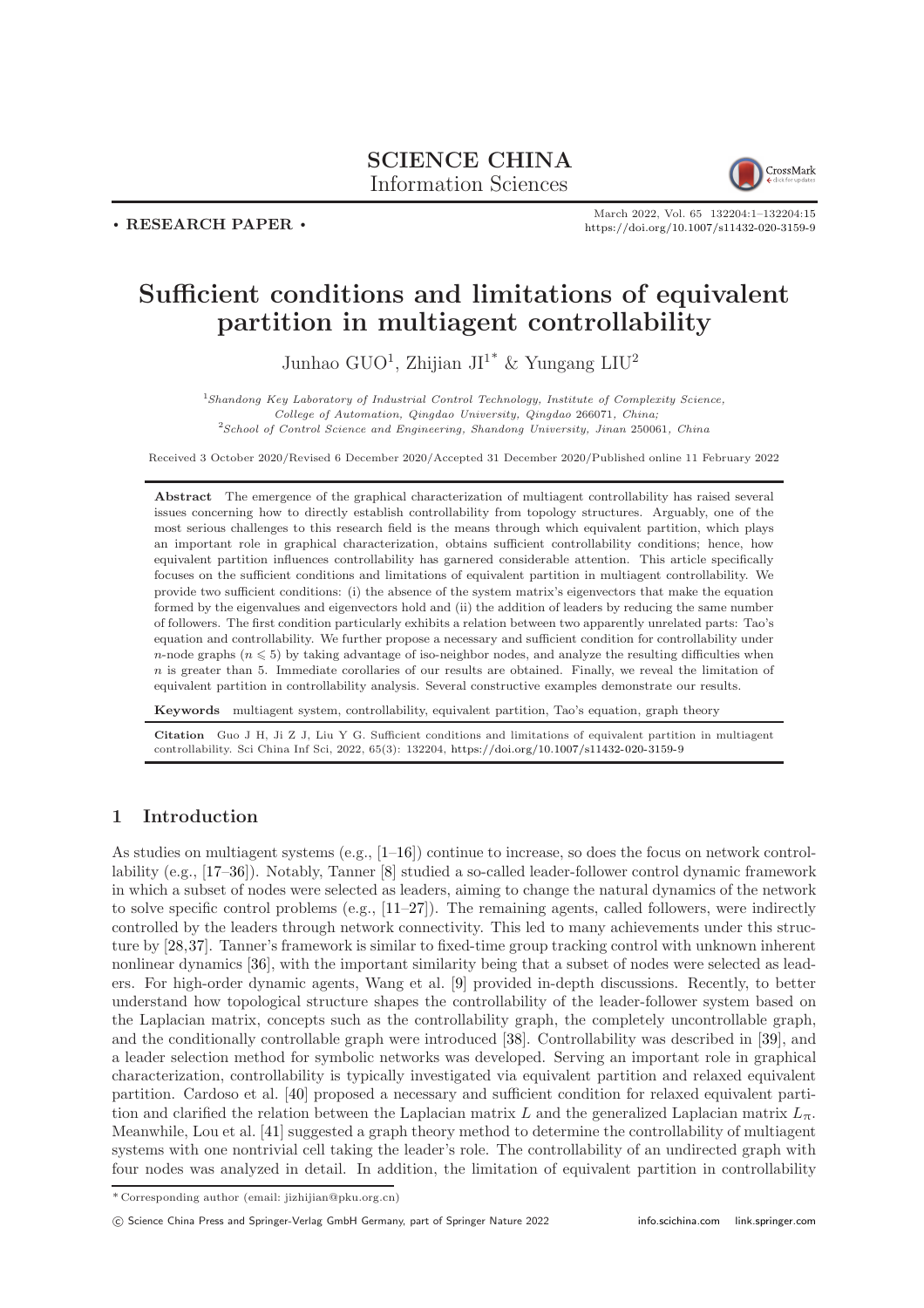SCIENCE CHINA
Information Sciences

• RESEARCH PAPER •

March 2022, Vol. 65 132204:1–132204:15
https://doi.org/10.1007/s11432-020-3159-9

# Sufficient conditions and limitations of equivalent partition in multiagent controllability

Junhao GUO[1], Zhijian JI[1*] & Yungang LIU[2]

[1]*Shandong Key Laboratory of Industrial Control Technology, Institute of Complexity Science, College of Automation, Qingdao University, Qingdao 266071, China;*
[2]*School of Control Science and Engineering, Shandong University, Jinan 250061, China*

Received 3 October 2020/Revised 6 December 2020/Accepted 31 December 2020/Published online 11 February 2022

**Abstract** The emergence of the graphical characterization of multiagent controllability has raised several issues concerning how to directly establish controllability from topology structures. Arguably, one of the most serious challenges to this research field is the means through which equivalent partition, which plays an important role in graphical characterization, obtains sufficient controllability conditions; hence, how equivalent partition influences controllability has garnered considerable attention. This article specifically focuses on the sufficient conditions and limitations of equivalent partition in multiagent controllability. We provide two sufficient conditions: (i) the absence of the system matrix's eigenvectors that make the equation formed by the eigenvalues and eigenvectors hold and (ii) the addition of leaders by reducing the same number of followers. The first condition particularly exhibits a relation between two apparently unrelated parts: Tao's equation and controllability. We further propose a necessary and sufficient condition for controllability under $n$-node graphs ($n \leqslant 5$) by taking advantage of iso-neighbor nodes, and analyze the resulting difficulties when $n$ is greater than 5. Immediate corollaries of our results are obtained. Finally, we reveal the limitation of equivalent partition in controllability analysis. Several constructive examples demonstrate our results.

**Keywords** multiagent system, controllability, equivalent partition, Tao's equation, graph theory

**Citation** Guo J H, Ji Z J, Liu Y G. Sufficient conditions and limitations of equivalent partition in multiagent controllability. Sci China Inf Sci, 2022, 65(3): 132204, https://doi.org/10.1007/s11432-020-3159-9

## 1 Introduction

As studies on multiagent systems (e.g., [1–16]) continue to increase, so does the focus on network controllability (e.g., [17–36]). Notably, Tanner [8] studied a so-called leader-follower control dynamic framework in which a subset of nodes were selected as leaders, aiming to change the natural dynamics of the network to solve specific control problems (e.g., [11–27]). The remaining agents, called followers, were indirectly controlled by the leaders through network connectivity. This led to many achievements under this structure by [28,37]. Tanner's framework is similar to fixed-time group tracking control with unknown inherent nonlinear dynamics [36], with the important similarity being that a subset of nodes were selected as leaders. For high-order dynamic agents, Wang et al. [9] provided in-depth discussions. Recently, to better understand how topological structure shapes the controllability of the leader-follower system based on the Laplacian matrix, concepts such as the controllability graph, the completely uncontrollable graph, and the conditionally controllable graph were introduced [38]. Controllability was described in [39], and a leader selection method for symbolic networks was developed. Serving an important role in graphical characterization, controllability is typically investigated via equivalent partition and relaxed equivalent partition. Cardoso et al. [40] proposed a necessary and sufficient condition for relaxed equivalent partition and clarified the relation between the Laplacian matrix $L$ and the generalized Laplacian matrix $L_\pi$. Meanwhile, Lou et al. [41] suggested a graph theory method to determine the controllability of multiagent systems with one nontrivial cell taking the leader's role. The controllability of an undirected graph with four nodes was analyzed in detail. In addition, the limitation of equivalent partition in controllability

*Corresponding author (email: jizhijian@pku.org.cn)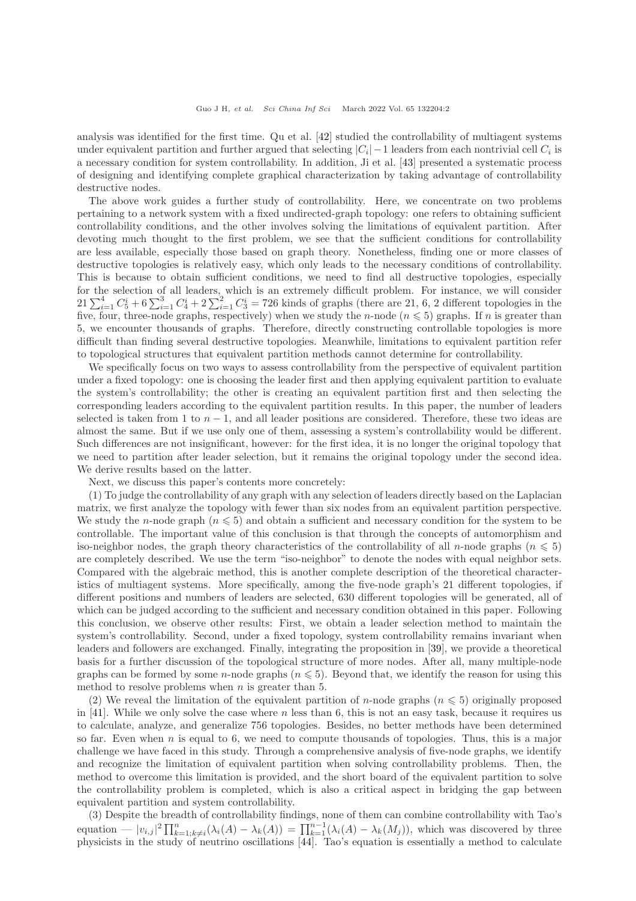analysis was identified for the first time. Qu et al. [42] studied the controllability of multiagent systems under equivalent partition and further argued that selecting $|C_i|-1$ leaders from each nontrivial cell $C_i$ is a necessary condition for system controllability. In addition, Ji et al. [43] presented a systematic process of designing and identifying complete graphical characterization by taking advantage of controllability destructive nodes.

The above work guides a further study of controllability. Here, we concentrate on two problems pertaining to a network system with a fixed undirected-graph topology: one refers to obtaining sufficient controllability conditions, and the other involves solving the limitations of equivalent partition. After devoting much thought to the first problem, we see that the sufficient conditions for controllability are less available, especially those based on graph theory. Nonetheless, finding one or more classes of destructive topologies is relatively easy, which only leads to the necessary conditions of controllability. This is because to obtain sufficient conditions, we need to find all destructive topologies, especially for the selection of all leaders, which is an extremely difficult problem. For instance, we will consider $21\sum_{i=1}^{4}C_5^i + 6\sum_{i=1}^{3}C_4^i + 2\sum_{i=1}^{2}C_3^i = 726$ kinds of graphs (there are 21, 6, 2 different topologies in the five, four, three-node graphs, respectively) when we study the $n$-node ($n \leqslant 5$) graphs. If $n$ is greater than 5, we encounter thousands of graphs. Therefore, directly constructing controllable topologies is more difficult than finding several destructive topologies. Meanwhile, limitations to equivalent partition refer to topological structures that equivalent partition methods cannot determine for controllability.

We specifically focus on two ways to assess controllability from the perspective of equivalent partition under a fixed topology: one is choosing the leader first and then applying equivalent partition to evaluate the system's controllability; the other is creating an equivalent partition first and then selecting the corresponding leaders according to the equivalent partition results. In this paper, the number of leaders selected is taken from 1 to $n-1$, and all leader positions are considered. Therefore, these two ideas are almost the same. But if we use only one of them, assessing a system's controllability would be different. Such differences are not insignificant, however: for the first idea, it is no longer the original topology that we need to partition after leader selection, but it remains the original topology under the second idea. We derive results based on the latter.

Next, we discuss this paper's contents more concretely:

(1) To judge the controllability of any graph with any selection of leaders directly based on the Laplacian matrix, we first analyze the topology with fewer than six nodes from an equivalent partition perspective. We study the $n$-node graph ($n \leqslant 5$) and obtain a sufficient and necessary condition for the system to be controllable. The important value of this conclusion is that through the concepts of automorphism and iso-neighbor nodes, the graph theory characteristics of the controllability of all $n$-node graphs ($n \leqslant 5$) are completely described. We use the term "iso-neighbor" to denote the nodes with equal neighbor sets. Compared with the algebraic method, this is another complete description of the theoretical characteristics of multiagent systems. More specifically, among the five-node graph's 21 different topologies, if different positions and numbers of leaders are selected, 630 different topologies will be generated, all of which can be judged according to the sufficient and necessary condition obtained in this paper. Following this conclusion, we observe other results: First, we obtain a leader selection method to maintain the system's controllability. Second, under a fixed topology, system controllability remains invariant when leaders and followers are exchanged. Finally, integrating the proposition in [39], we provide a theoretical basis for a further discussion of the topological structure of more nodes. After all, many multiple-node graphs can be formed by some $n$-node graphs ($n \leqslant 5$). Beyond that, we identify the reason for using this method to resolve problems when $n$ is greater than 5.

(2) We reveal the limitation of the equivalent partition of $n$-node graphs ($n \leqslant 5$) originally proposed in [41]. While we only solve the case where $n$ less than 6, this is not an easy task, because it requires us to calculate, analyze, and generalize 756 topologies. Besides, no better methods have been determined so far. Even when $n$ is equal to 6, we need to compute thousands of topologies. Thus, this is a major challenge we have faced in this study. Through a comprehensive analysis of five-node graphs, we identify and recognize the limitation of equivalent partition when solving controllability problems. Then, the method to overcome this limitation is provided, and the short board of the equivalent partition to solve the controllability problem is completed, which is also a critical aspect in bridging the gap between equivalent partition and system controllability.

(3) Despite the breadth of controllability findings, none of them can combine controllability with Tao's equation — $|v_{i,j}|^2\prod_{k=1;k\neq i}^{n}(\lambda_i(A)-\lambda_k(A)) = \prod_{k=1}^{n-1}(\lambda_i(A)-\lambda_k(M_j))$, which was discovered by three physicists in the study of neutrino oscillations [44]. Tao's equation is essentially a method to calculate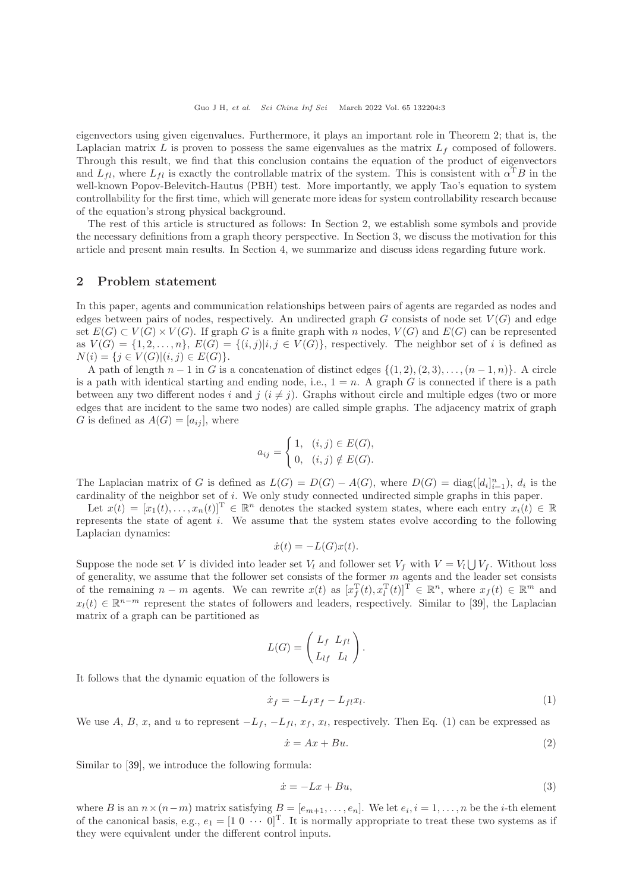eigenvectors using given eigenvalues. Furthermore, it plays an important role in Theorem 2; that is, the Laplacian matrix $L$ is proven to possess the same eigenvalues as the matrix $L_f$ composed of followers. Through this result, we find that this conclusion contains the equation of the product of eigenvectors and $L_{fl}$, where $L_{fl}$ is exactly the controllable matrix of the system. This is consistent with $\alpha^{\mathrm{T}}B$ in the well-known Popov-Belevitch-Hautus (PBH) test. More importantly, we apply Tao's equation to system controllability for the first time, which will generate more ideas for system controllability research because of the equation's strong physical background.

The rest of this article is structured as follows: In Section 2, we establish some symbols and provide the necessary definitions from a graph theory perspective. In Section 3, we discuss the motivation for this article and present main results. In Section 4, we summarize and discuss ideas regarding future work.

## 2 Problem statement

In this paper, agents and communication relationships between pairs of agents are regarded as nodes and edges between pairs of nodes, respectively. An undirected graph $G$ consists of node set $V(G)$ and edge set $E(G) \subset V(G) \times V(G)$. If graph $G$ is a finite graph with $n$ nodes, $V(G)$ and $E(G)$ can be represented as $V(G) = \{1, 2, \ldots, n\}$, $E(G) = \{(i, j)|i, j \in V(G)\}$, respectively. The neighbor set of $i$ is defined as $N(i) = \{j \in V(G)|(i, j) \in E(G)\}$.

A path of length $n-1$ in $G$ is a concatenation of distinct edges $\{(1, 2), (2, 3), \ldots, (n-1, n)\}$. A circle is a path with identical starting and ending node, i.e., $1 = n$. A graph $G$ is connected if there is a path between any two different nodes $i$ and $j$ $(i \neq j)$. Graphs without circle and multiple edges (two or more edges that are incident to the same two nodes) are called simple graphs. The adjacency matrix of graph $G$ is defined as $A(G) = [a_{ij}]$, where

$$a_{ij} = \begin{cases} 1, & (i, j) \in E(G), \\ 0, & (i, j) \notin E(G). \end{cases}$$

The Laplacian matrix of $G$ is defined as $L(G) = D(G) - A(G)$, where $D(G) = \mathrm{diag}([d_i]_{i=1}^n)$, $d_i$ is the cardinality of the neighbor set of $i$. We only study connected undirected simple graphs in this paper.

Let $x(t) = [x_1(t), \ldots, x_n(t)]^{\mathrm{T}} \in \mathbb{R}^n$ denotes the stacked system states, where each entry $x_i(t) \in \mathbb{R}$ represents the state of agent $i$. We assume that the system states evolve according to the following Laplacian dynamics:

$$\dot{x}(t) = -L(G)x(t).$$

Suppose the node set $V$ is divided into leader set $V_l$ and follower set $V_f$ with $V = V_l \bigcup V_f$. Without loss of generality, we assume that the follower set consists of the former $m$ agents and the leader set consists of the remaining $n-m$ agents. We can rewrite $x(t)$ as $[x_f^{\mathrm{T}}(t), x_l^{\mathrm{T}}(t)]^{\mathrm{T}} \in \mathbb{R}^n$, where $x_f(t) \in \mathbb{R}^m$ and $x_l(t) \in \mathbb{R}^{n-m}$ represent the states of followers and leaders, respectively. Similar to [39], the Laplacian matrix of a graph can be partitioned as

$$L(G) = \begin{pmatrix} L_f & L_{fl} \\ L_{lf} & L_l \end{pmatrix}.$$

It follows that the dynamic equation of the followers is

$$\dot{x}_f = -L_f x_f - L_{fl} x_l. \tag{1}$$

We use $A$, $B$, $x$, and $u$ to represent $-L_f$, $-L_{fl}$, $x_f$, $x_l$, respectively. Then Eq. (1) can be expressed as

$$\dot{x} = Ax + Bu. \tag{2}$$

Similar to [39], we introduce the following formula:

$$\dot{x} = -Lx + Bu, \tag{3}$$

where $B$ is an $n \times (n-m)$ matrix satisfying $B = [e_{m+1}, \ldots, e_n]$. We let $e_i, i = 1, \ldots, n$ be the $i$-th element of the canonical basis, e.g., $e_1 = [1 \ 0 \ \cdots \ 0]^{\mathrm{T}}$. It is normally appropriate to treat these two systems as if they were equivalent under the different control inputs.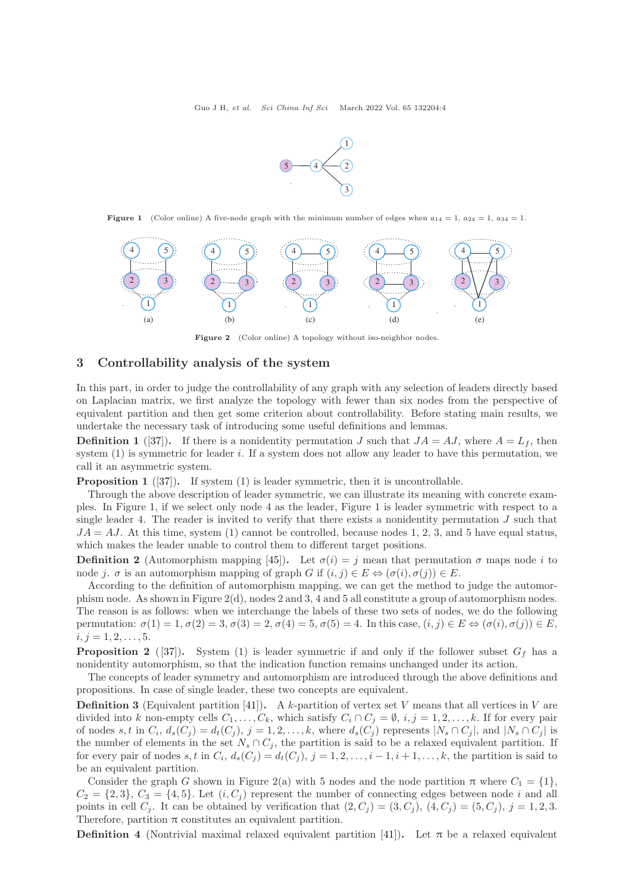**Figure 1** (Color online) A five-node graph with the minimum number of edges when $a_{14} = 1$, $a_{24} = 1$, $a_{34} = 1$.

**Figure 2** (Color online) A topology without iso-neighbor nodes.

## 3 Controllability analysis of the system

In this part, in order to judge the controllability of any graph with any selection of leaders directly based on Laplacian matrix, we first analyze the topology with fewer than six nodes from the perspective of equivalent partition and then get some criterion about controllability. Before stating main results, we undertake the necessary task of introducing some useful definitions and lemmas.

**Definition 1** ([37])**.** If there is a nonidentity permutation $J$ such that $JA = AJ$, where $A = L_f$, then system (1) is symmetric for leader $i$. If a system does not allow any leader to have this permutation, we call it an asymmetric system.

**Proposition 1** ([37])**.** If system (1) is leader symmetric, then it is uncontrollable.

Through the above description of leader symmetric, we can illustrate its meaning with concrete examples. In Figure 1, if we select only node 4 as the leader, Figure 1 is leader symmetric with respect to a single leader 4. The reader is invited to verify that there exists a nonidentity permutation $J$ such that $JA = AJ$. At this time, system (1) cannot be controlled, because nodes 1, 2, 3, and 5 have equal status, which makes the leader unable to control them to different target positions.

**Definition 2** (Automorphism mapping [45])**.** Let $\sigma(i) = j$ mean that permutation $\sigma$ maps node $i$ to node $j$. $\sigma$ is an automorphism mapping of graph $G$ if $(i, j) \in E \Leftrightarrow (\sigma(i), \sigma(j)) \in E$.

According to the definition of automorphism mapping, we can get the method to judge the automorphism node. As shown in Figure 2(d), nodes 2 and 3, 4 and 5 all constitute a group of automorphism nodes. The reason is as follows: when we interchange the labels of these two sets of nodes, we do the following permutation: $\sigma(1) = 1, \sigma(2) = 3, \sigma(3) = 2, \sigma(4) = 5, \sigma(5) = 4$. In this case, $(i, j) \in E \Leftrightarrow (\sigma(i), \sigma(j)) \in E$, $i, j = 1, 2, \ldots, 5$.

**Proposition 2** ([37])**.** System (1) is leader symmetric if and only if the follower subset $G_f$ has a nonidentity automorphism, so that the indication function remains unchanged under its action.

The concepts of leader symmetry and automorphism are introduced through the above definitions and propositions. In case of single leader, these two concepts are equivalent.

**Definition 3** (Equivalent partition [41])**.** A $k$-partition of vertex set $V$ means that all vertices in $V$ are divided into $k$ non-empty cells $C_1, \ldots, C_k$, which satisfy $C_i \cap C_j = \emptyset$, $i, j = 1, 2, \ldots, k$. If for every pair of nodes $s, t$ in $C_i$, $d_s(C_j) = d_t(C_j)$, $j = 1, 2, \ldots, k$, where $d_s(C_j)$ represents $|N_s \cap C_j|$, and $|N_s \cap C_j|$ is the number of elements in the set $N_s \cap C_j$, the partition is said to be a relaxed equivalent partition. If for every pair of nodes $s, t$ in $C_i$, $d_s(C_j) = d_t(C_j)$, $j = 1, 2, \ldots, i-1, i+1, \ldots, k$, the partition is said to be an equivalent partition.

Consider the graph $G$ shown in Figure 2(a) with 5 nodes and the node partition $\pi$ where $C_1 = \{1\}$, $C_2 = \{2, 3\}$, $C_3 = \{4, 5\}$. Let $(i, C_j)$ represent the number of connecting edges between node $i$ and all points in cell $C_j$. It can be obtained by verification that $(2, C_j) = (3, C_j)$, $(4, C_j) = (5, C_j)$, $j = 1, 2, 3$. Therefore, partition $\pi$ constitutes an equivalent partition.

**Definition 4** (Nontrivial maximal relaxed equivalent partition [41])**.** Let $\pi$ be a relaxed equivalent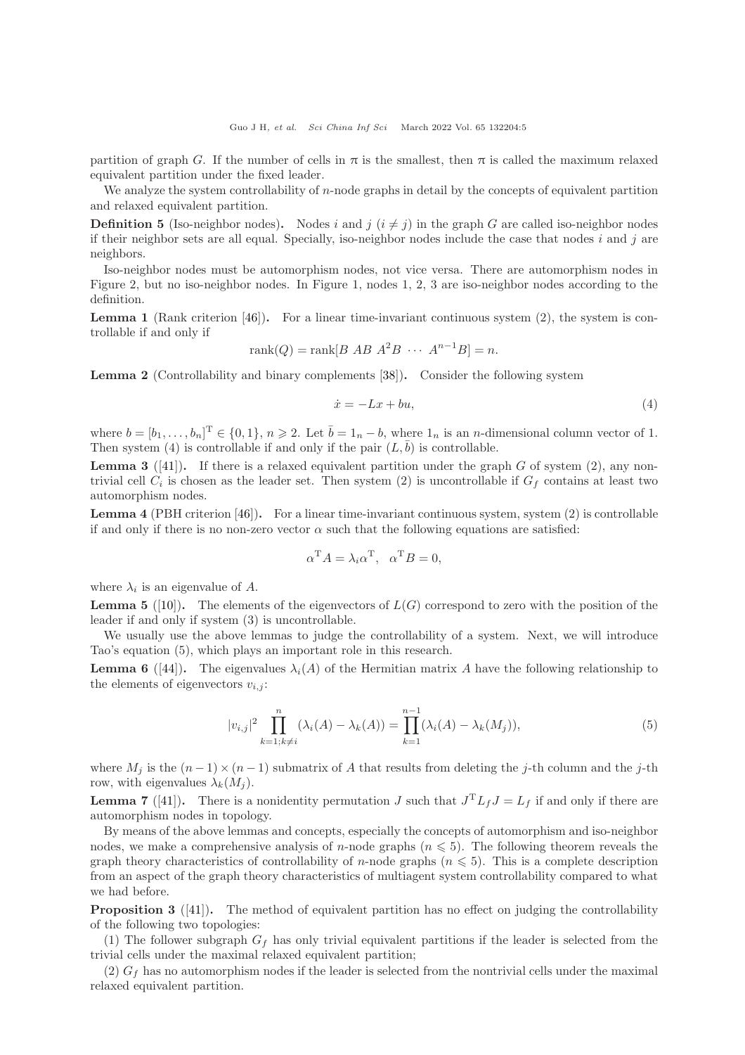partition of graph $G$. If the number of cells in $\pi$ is the smallest, then $\pi$ is called the maximum relaxed equivalent partition under the fixed leader.

We analyze the system controllability of $n$-node graphs in detail by the concepts of equivalent partition and relaxed equivalent partition.

**Definition 5** (Iso-neighbor nodes)**.** Nodes $i$ and $j$ ($i \neq j$) in the graph $G$ are called iso-neighbor nodes if their neighbor sets are all equal. Specially, iso-neighbor nodes include the case that nodes $i$ and $j$ are neighbors.

Iso-neighbor nodes must be automorphism nodes, not vice versa. There are automorphism nodes in Figure 2, but no iso-neighbor nodes. In Figure 1, nodes 1, 2, 3 are iso-neighbor nodes according to the definition.

**Lemma 1** (Rank criterion [46])**.** For a linear time-invariant continuous system (2), the system is controllable if and only if

$$\mathrm{rank}(Q) = \mathrm{rank}[B \ AB \ A^2B \ \cdots \ A^{n-1}B] = n.$$

**Lemma 2** (Controllability and binary complements [38])**.** Consider the following system

$$\dot{x} = -Lx + bu, \tag{4}$$

where $b = [b_1, \ldots, b_n]^{\mathrm{T}} \in \{0, 1\}$, $n \geqslant 2$. Let $\bar{b} = 1_n - b$, where $1_n$ is an $n$-dimensional column vector of 1. Then system (4) is controllable if and only if the pair $(L, \bar{b})$ is controllable.

**Lemma 3** ([41])**.** If there is a relaxed equivalent partition under the graph $G$ of system (2), any nontrivial cell $C_i$ is chosen as the leader set. Then system (2) is uncontrollable if $G_f$ contains at least two automorphism nodes.

**Lemma 4** (PBH criterion [46])**.** For a linear time-invariant continuous system, system (2) is controllable if and only if there is no non-zero vector $\alpha$ such that the following equations are satisfied:

$$\alpha^{\mathrm{T}} A = \lambda_i \alpha^{\mathrm{T}}, \quad \alpha^{\mathrm{T}} B = 0,$$

where $\lambda_i$ is an eigenvalue of $A$.

**Lemma 5** ([10])**.** The elements of the eigenvectors of $L(G)$ correspond to zero with the position of the leader if and only if system (3) is uncontrollable.

We usually use the above lemmas to judge the controllability of a system. Next, we will introduce Tao's equation (5), which plays an important role in this research.

**Lemma 6** ([44])**.** The eigenvalues $\lambda_i(A)$ of the Hermitian matrix $A$ have the following relationship to the elements of eigenvectors $v_{i,j}$:

$$|v_{i,j}|^2 \prod_{k=1;k\neq i}^{n} (\lambda_i(A) - \lambda_k(A)) = \prod_{k=1}^{n-1} (\lambda_i(A) - \lambda_k(M_j)), \tag{5}$$

where $M_j$ is the $(n-1) \times (n-1)$ submatrix of $A$ that results from deleting the $j$-th column and the $j$-th row, with eigenvalues $\lambda_k(M_j)$.

**Lemma 7** ([41])**.** There is a nonidentity permutation $J$ such that $J^{\mathrm{T}} L_f J = L_f$ if and only if there are automorphism nodes in topology.

By means of the above lemmas and concepts, especially the concepts of automorphism and iso-neighbor nodes, we make a comprehensive analysis of $n$-node graphs ($n \leqslant 5$). The following theorem reveals the graph theory characteristics of controllability of $n$-node graphs ($n \leqslant 5$). This is a complete description from an aspect of the graph theory characteristics of multiagent system controllability compared to what we had before.

**Proposition 3** ([41])**.** The method of equivalent partition has no effect on judging the controllability of the following two topologies:

(1) The follower subgraph $G_f$ has only trivial equivalent partitions if the leader is selected from the trivial cells under the maximal relaxed equivalent partition;

(2) $G_f$ has no automorphism nodes if the leader is selected from the nontrivial cells under the maximal relaxed equivalent partition.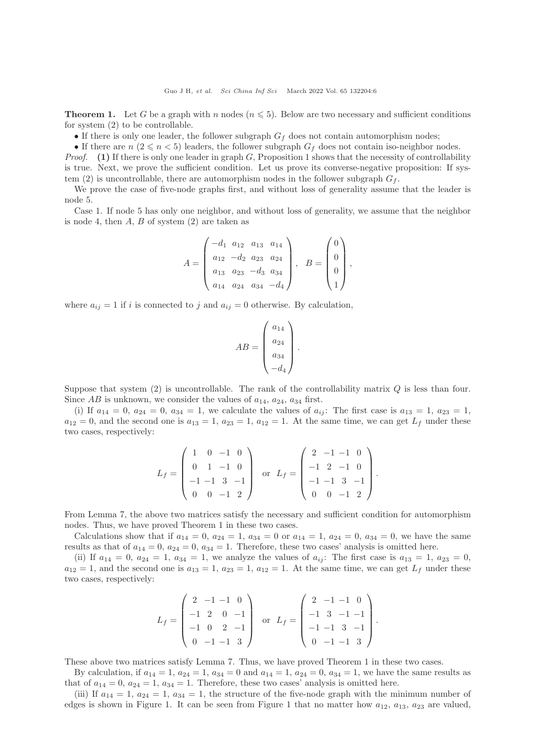**Theorem 1.** Let $G$ be a graph with $n$ nodes ($n \leqslant 5$). Below are two necessary and sufficient conditions for system (2) to be controllable.

- If there is only one leader, the follower subgraph $G_f$ does not contain automorphism nodes;
- If there are $n$ ($2 \leqslant n < 5$) leaders, the follower subgraph $G_f$ does not contain iso-neighbor nodes.

*Proof.* **(1)** If there is only one leader in graph $G$, Proposition 1 shows that the necessity of controllability is true. Next, we prove the sufficient condition. Let us prove its converse-negative proposition: If system (2) is uncontrollable, there are automorphism nodes in the follower subgraph $G_f$.

We prove the case of five-node graphs first, and without loss of generality assume that the leader is node 5.

Case 1. If node 5 has only one neighbor, and without loss of generality, we assume that the neighbor is node 4, then $A$, $B$ of system (2) are taken as

$$A = \begin{pmatrix} -d_1 & a_{12} & a_{13} & a_{14} \\ a_{12} & -d_2 & a_{23} & a_{24} \\ a_{13} & a_{23} & -d_3 & a_{34} \\ a_{14} & a_{24} & a_{34} & -d_4 \end{pmatrix}, \quad B = \begin{pmatrix} 0 \\ 0 \\ 0 \\ 1 \end{pmatrix},$$

where $a_{ij} = 1$ if $i$ is connected to $j$ and $a_{ij} = 0$ otherwise. By calculation,

$$AB = \begin{pmatrix} a_{14} \\ a_{24} \\ a_{34} \\ -d_4 \end{pmatrix}.$$

Suppose that system (2) is uncontrollable. The rank of the controllability matrix $Q$ is less than four. Since $AB$ is unknown, we consider the values of $a_{14}$, $a_{24}$, $a_{34}$ first.

(i) If $a_{14} = 0$, $a_{24} = 0$, $a_{34} = 1$, we calculate the values of $a_{ij}$: The first case is $a_{13} = 1$, $a_{23} = 1$, $a_{12} = 0$, and the second one is $a_{13} = 1$, $a_{23} = 1$, $a_{12} = 1$. At the same time, we can get $L_f$ under these two cases, respectively:

$$L_f = \begin{pmatrix} 1 & 0 & -1 & 0 \\ 0 & 1 & -1 & 0 \\ -1 & -1 & 3 & -1 \\ 0 & 0 & -1 & 2 \end{pmatrix} \quad \text{or} \quad L_f = \begin{pmatrix} 2 & -1 & -1 & 0 \\ -1 & 2 & -1 & 0 \\ -1 & -1 & 3 & -1 \\ 0 & 0 & -1 & 2 \end{pmatrix}.$$

From Lemma 7, the above two matrices satisfy the necessary and sufficient condition for automorphism nodes. Thus, we have proved Theorem 1 in these two cases.

Calculations show that if $a_{14} = 0$, $a_{24} = 1$, $a_{34} = 0$ or $a_{14} = 1$, $a_{24} = 0$, $a_{34} = 0$, we have the same results as that of $a_{14} = 0$, $a_{24} = 0$, $a_{34} = 1$. Therefore, these two cases' analysis is omitted here.

(ii) If $a_{14} = 0$, $a_{24} = 1$, $a_{34} = 1$, we analyze the values of $a_{ij}$: The first case is $a_{13} = 1$, $a_{23} = 0$, $a_{12} = 1$, and the second one is $a_{13} = 1$, $a_{23} = 1$, $a_{12} = 1$. At the same time, we can get $L_f$ under these two cases, respectively:

$$L_f = \begin{pmatrix} 2 & -1 & -1 & 0 \\ -1 & 2 & 0 & -1 \\ -1 & 0 & 2 & -1 \\ 0 & -1 & -1 & 3 \end{pmatrix} \quad \text{or} \quad L_f = \begin{pmatrix} 2 & -1 & -1 & 0 \\ -1 & 3 & -1 & -1 \\ -1 & -1 & 3 & -1 \\ 0 & -1 & -1 & 3 \end{pmatrix}.$$

These above two matrices satisfy Lemma 7. Thus, we have proved Theorem 1 in these two cases.

By calculation, if $a_{14} = 1$, $a_{24} = 1$, $a_{34} = 0$ and $a_{14} = 1$, $a_{24} = 0$, $a_{34} = 1$, we have the same results as that of $a_{14} = 0$, $a_{24} = 1$, $a_{34} = 1$. Therefore, these two cases' analysis is omitted here.

(iii) If $a_{14} = 1$, $a_{24} = 1$, $a_{34} = 1$, the structure of the five-node graph with the minimum number of edges is shown in Figure 1. It can be seen from Figure 1 that no matter how $a_{12}$, $a_{13}$, $a_{23}$ are valued,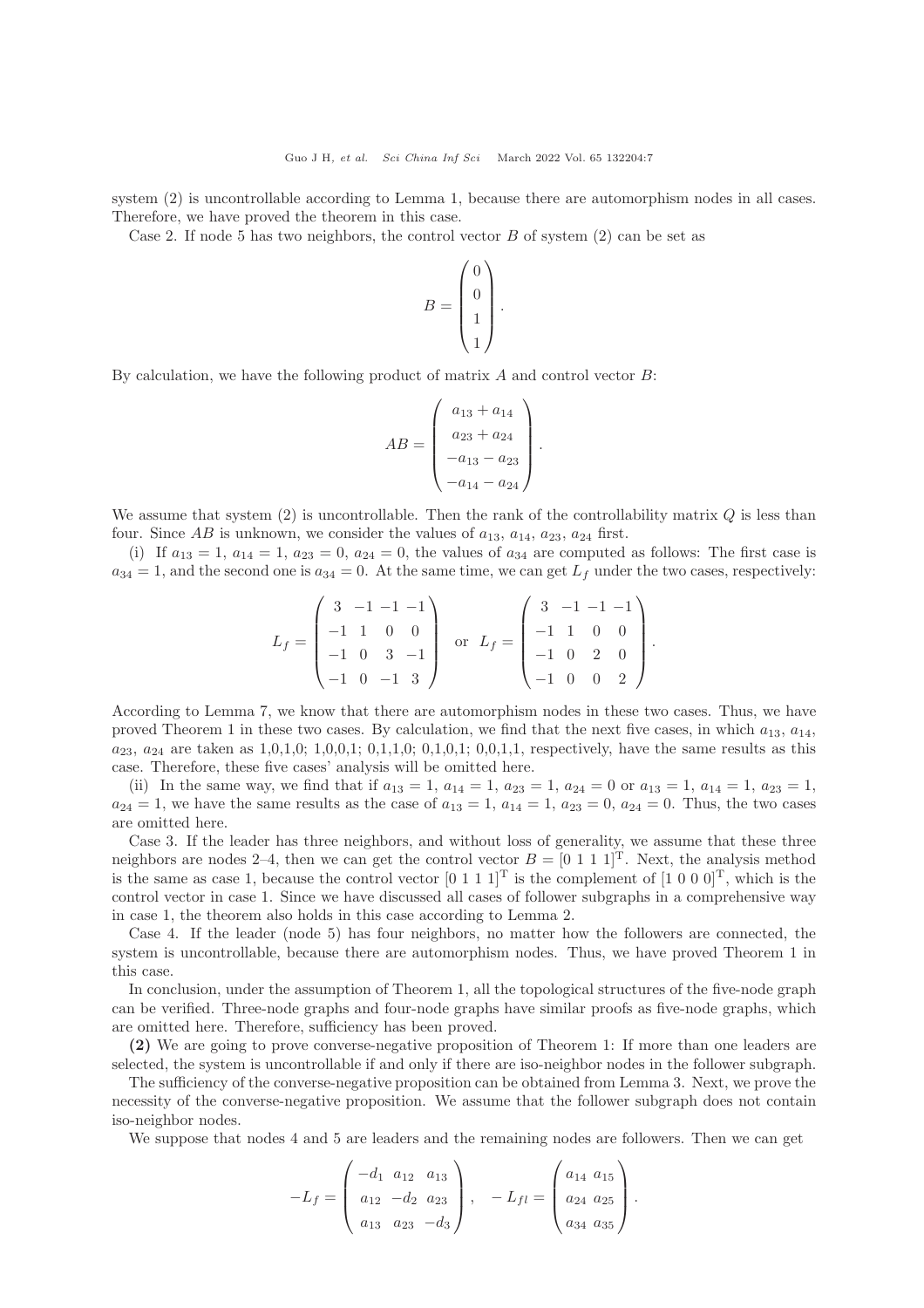system (2) is uncontrollable according to Lemma 1, because there are automorphism nodes in all cases. Therefore, we have proved the theorem in this case.

Case 2. If node 5 has two neighbors, the control vector $B$ of system (2) can be set as

$$B = \begin{pmatrix} 0 \\ 0 \\ 1 \\ 1 \end{pmatrix}.$$

By calculation, we have the following product of matrix $A$ and control vector $B$:

$$AB = \begin{pmatrix} a_{13} + a_{14} \\ a_{23} + a_{24} \\ -a_{13} - a_{23} \\ -a_{14} - a_{24} \end{pmatrix}.$$

We assume that system (2) is uncontrollable. Then the rank of the controllability matrix $Q$ is less than four. Since $AB$ is unknown, we consider the values of $a_{13}$, $a_{14}$, $a_{23}$, $a_{24}$ first.

(i) If $a_{13} = 1$, $a_{14} = 1$, $a_{23} = 0$, $a_{24} = 0$, the values of $a_{34}$ are computed as follows: The first case is $a_{34} = 1$, and the second one is $a_{34} = 0$. At the same time, we can get $L_f$ under the two cases, respectively:

$$L_f = \begin{pmatrix} 3 & -1 & -1 & -1 \\ -1 & 1 & 0 & 0 \\ -1 & 0 & 3 & -1 \\ -1 & 0 & -1 & 3 \end{pmatrix} \quad \text{or} \quad L_f = \begin{pmatrix} 3 & -1 & -1 & -1 \\ -1 & 1 & 0 & 0 \\ -1 & 0 & 2 & 0 \\ -1 & 0 & 0 & 2 \end{pmatrix}.$$

According to Lemma 7, we know that there are automorphism nodes in these two cases. Thus, we have proved Theorem 1 in these two cases. By calculation, we find that the next five cases, in which $a_{13}$, $a_{14}$, $a_{23}$, $a_{24}$ are taken as 1,0,1,0; 1,0,0,1; 0,1,1,0; 0,1,0,1; 0,0,1,1, respectively, have the same results as this case. Therefore, these five cases' analysis will be omitted here.

(ii) In the same way, we find that if $a_{13} = 1$, $a_{14} = 1$, $a_{23} = 1$, $a_{24} = 0$ or $a_{13} = 1$, $a_{14} = 1$, $a_{23} = 1$, $a_{24} = 1$, we have the same results as the case of $a_{13} = 1$, $a_{14} = 1$, $a_{23} = 0$, $a_{24} = 0$. Thus, the two cases are omitted here.

Case 3. If the leader has three neighbors, and without loss of generality, we assume that these three neighbors are nodes 2–4, then we can get the control vector $B = [0\ 1\ 1\ 1]^{\mathrm{T}}$. Next, the analysis method is the same as case 1, because the control vector $[0\ 1\ 1\ 1]^{\mathrm{T}}$ is the complement of $[1\ 0\ 0\ 0]^{\mathrm{T}}$, which is the control vector in case 1. Since we have discussed all cases of follower subgraphs in a comprehensive way in case 1, the theorem also holds in this case according to Lemma 2.

Case 4. If the leader (node 5) has four neighbors, no matter how the followers are connected, the system is uncontrollable, because there are automorphism nodes. Thus, we have proved Theorem 1 in this case.

In conclusion, under the assumption of Theorem 1, all the topological structures of the five-node graph can be verified. Three-node graphs and four-node graphs have similar proofs as five-node graphs, which are omitted here. Therefore, sufficiency has been proved.

**(2)** We are going to prove converse-negative proposition of Theorem 1: If more than one leaders are selected, the system is uncontrollable if and only if there are iso-neighbor nodes in the follower subgraph.

The sufficiency of the converse-negative proposition can be obtained from Lemma 3. Next, we prove the necessity of the converse-negative proposition. We assume that the follower subgraph does not contain iso-neighbor nodes.

We suppose that nodes 4 and 5 are leaders and the remaining nodes are followers. Then we can get

$$-L_f = \begin{pmatrix} -d_1 & a_{12} & a_{13} \\ a_{12} & -d_2 & a_{23} \\ a_{13} & a_{23} & -d_3 \end{pmatrix}, \quad -L_{fl} = \begin{pmatrix} a_{14} & a_{15} \\ a_{24} & a_{25} \\ a_{34} & a_{35} \end{pmatrix}.$$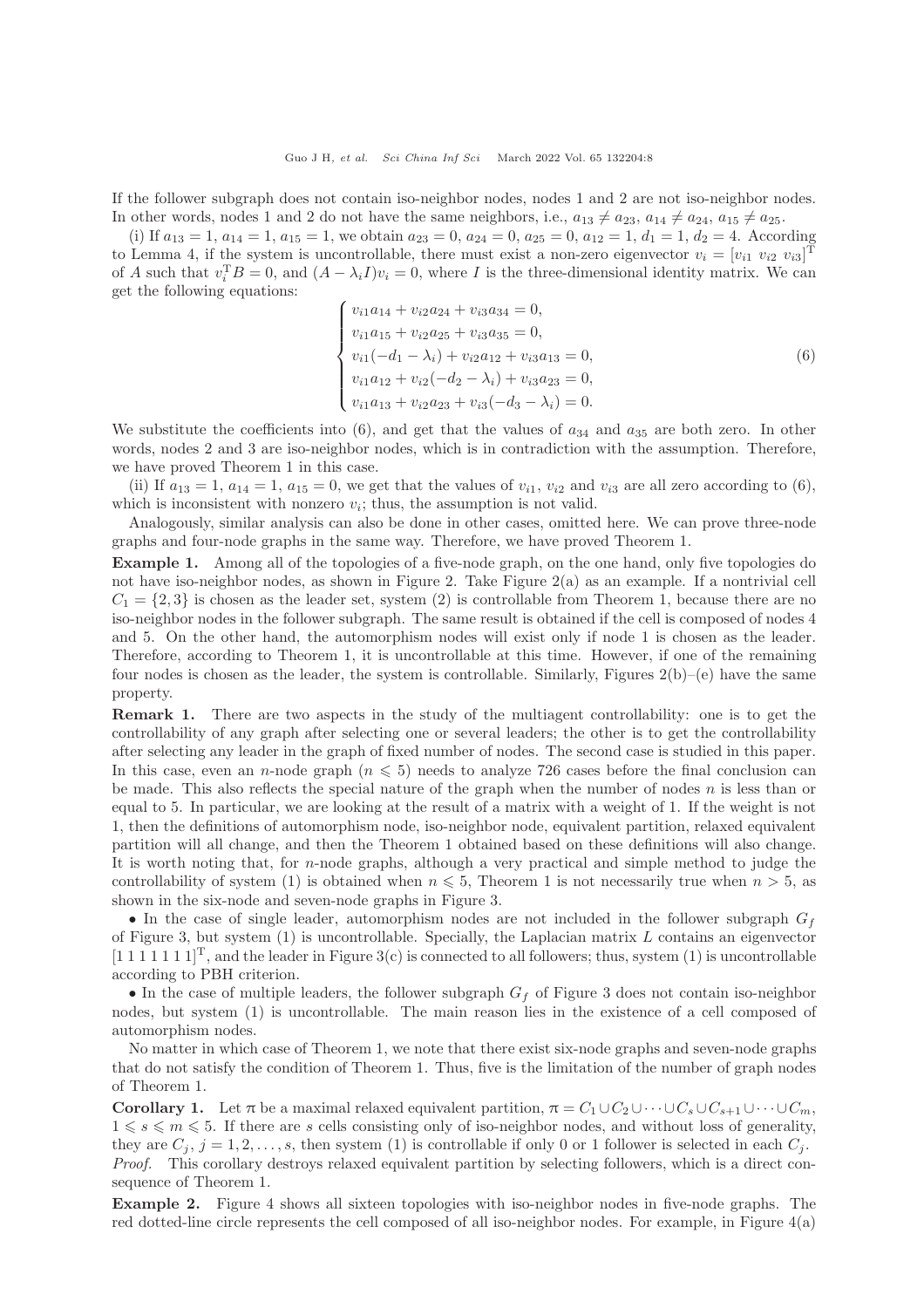If the follower subgraph does not contain iso-neighbor nodes, nodes 1 and 2 are not iso-neighbor nodes. In other words, nodes 1 and 2 do not have the same neighbors, i.e., $a_{13} \neq a_{23}$, $a_{14} \neq a_{24}$, $a_{15} \neq a_{25}$.

(i) If $a_{13} = 1$, $a_{14} = 1$, $a_{15} = 1$, we obtain $a_{23} = 0$, $a_{24} = 0$, $a_{25} = 0$, $a_{12} = 1$, $d_1 = 1$, $d_2 = 4$. According to Lemma 4, if the system is uncontrollable, there must exist a non-zero eigenvector $v_i = [v_{i1}\ v_{i2}\ v_{i3}]^{\mathrm{T}}$ of $A$ such that $v_i^{\mathrm{T}} B = 0$, and $(A - \lambda_i I)v_i = 0$, where $I$ is the three-dimensional identity matrix. We can get the following equations:

$$
\begin{cases}
v_{i1}a_{14} + v_{i2}a_{24} + v_{i3}a_{34} = 0, \\
v_{i1}a_{15} + v_{i2}a_{25} + v_{i3}a_{35} = 0, \\
v_{i1}(-d_1 - \lambda_i) + v_{i2}a_{12} + v_{i3}a_{13} = 0, \\
v_{i1}a_{12} + v_{i2}(-d_2 - \lambda_i) + v_{i3}a_{23} = 0, \\
v_{i1}a_{13} + v_{i2}a_{23} + v_{i3}(-d_3 - \lambda_i) = 0.
\end{cases} \tag{6}
$$

We substitute the coefficients into (6), and get that the values of $a_{34}$ and $a_{35}$ are both zero. In other words, nodes 2 and 3 are iso-neighbor nodes, which is in contradiction with the assumption. Therefore, we have proved Theorem 1 in this case.

(ii) If $a_{13} = 1$, $a_{14} = 1$, $a_{15} = 0$, we get that the values of $v_{i1}$, $v_{i2}$ and $v_{i3}$ are all zero according to (6), which is inconsistent with nonzero $v_i$; thus, the assumption is not valid.

Analogously, similar analysis can also be done in other cases, omitted here. We can prove three-node graphs and four-node graphs in the same way. Therefore, we have proved Theorem 1.

**Example 1.** Among all of the topologies of a five-node graph, on the one hand, only five topologies do not have iso-neighbor nodes, as shown in Figure 2. Take Figure 2(a) as an example. If a nontrivial cell $C_1 = \{2, 3\}$ is chosen as the leader set, system (2) is controllable from Theorem 1, because there are no iso-neighbor nodes in the follower subgraph. The same result is obtained if the cell is composed of nodes 4 and 5. On the other hand, the automorphism nodes will exist only if node 1 is chosen as the leader. Therefore, according to Theorem 1, it is uncontrollable at this time. However, if one of the remaining four nodes is chosen as the leader, the system is controllable. Similarly, Figures 2(b)–(e) have the same property.

**Remark 1.** There are two aspects in the study of the multiagent controllability: one is to get the controllability of any graph after selecting one or several leaders; the other is to get the controllability after selecting any leader in the graph of fixed number of nodes. The second case is studied in this paper. In this case, even an $n$-node graph ($n \leqslant 5$) needs to analyze 726 cases before the final conclusion can be made. This also reflects the special nature of the graph when the number of nodes $n$ is less than or equal to 5. In particular, we are looking at the result of a matrix with a weight of 1. If the weight is not 1, then the definitions of automorphism node, iso-neighbor node, equivalent partition, relaxed equivalent partition will all change, and then the Theorem 1 obtained based on these definitions will also change. It is worth noting that, for $n$-node graphs, although a very practical and simple method to judge the controllability of system (1) is obtained when $n \leqslant 5$, Theorem 1 is not necessarily true when $n > 5$, as shown in the six-node and seven-node graphs in Figure 3.

- In the case of single leader, automorphism nodes are not included in the follower subgraph $G_f$ of Figure 3, but system (1) is uncontrollable. Specially, the Laplacian matrix $L$ contains an eigenvector $[1\,1\,1\,1\,1\,1\,1]^{\mathrm{T}}$, and the leader in Figure 3(c) is connected to all followers; thus, system (1) is uncontrollable according to PBH criterion.
- In the case of multiple leaders, the follower subgraph $G_f$ of Figure 3 does not contain iso-neighbor nodes, but system (1) is uncontrollable. The main reason lies in the existence of a cell composed of automorphism nodes.

No matter in which case of Theorem 1, we note that there exist six-node graphs and seven-node graphs that do not satisfy the condition of Theorem 1. Thus, five is the limitation of the number of graph nodes of Theorem 1.

**Corollary 1.** Let $\pi$ be a maximal relaxed equivalent partition, $\pi = C_1 \cup C_2 \cup \cdots \cup C_s \cup C_{s+1} \cup \cdots \cup C_m$, $1 \leqslant s \leqslant m \leqslant 5$. If there are $s$ cells consisting only of iso-neighbor nodes, and without loss of generality, they are $C_j$, $j = 1, 2, \ldots, s$, then system (1) is controllable if only 0 or 1 follower is selected in each $C_j$.

*Proof.* This corollary destroys relaxed equivalent partition by selecting followers, which is a direct consequence of Theorem 1.

**Example 2.** Figure 4 shows all sixteen topologies with iso-neighbor nodes in five-node graphs. The red dotted-line circle represents the cell composed of all iso-neighbor nodes. For example, in Figure 4(a)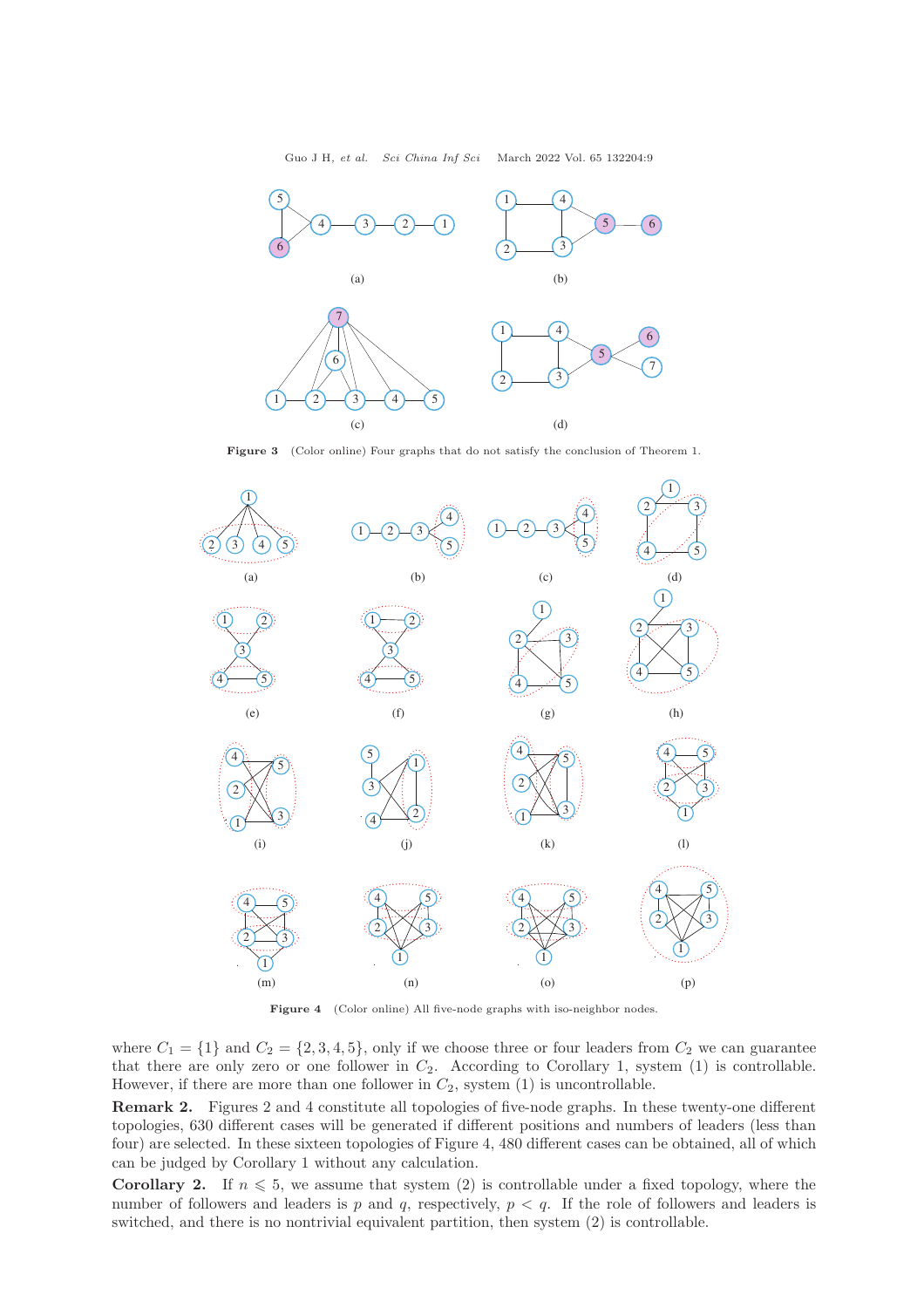Figure 3 (Color online) Four graphs that do not satisfy the conclusion of Theorem 1.

Figure 4 (Color online) All five-node graphs with iso-neighbor nodes.

where $C_1 = \{1\}$ and $C_2 = \{2, 3, 4, 5\}$, only if we choose three or four leaders from $C_2$ we can guarantee that there are only zero or one follower in $C_2$. According to Corollary 1, system (1) is controllable. However, if there are more than one follower in $C_2$, system (1) is uncontrollable.

**Remark 2.** Figures 2 and 4 constitute all topologies of five-node graphs. In these twenty-one different topologies, 630 different cases will be generated if different positions and numbers of leaders (less than four) are selected. In these sixteen topologies of Figure 4, 480 different cases can be obtained, all of which can be judged by Corollary 1 without any calculation.

**Corollary 2.** If $n \leqslant 5$, we assume that system (2) is controllable under a fixed topology, where the number of followers and leaders is $p$ and $q$, respectively, $p < q$. If the role of followers and leaders is switched, and there is no nontrivial equivalent partition, then system (2) is controllable.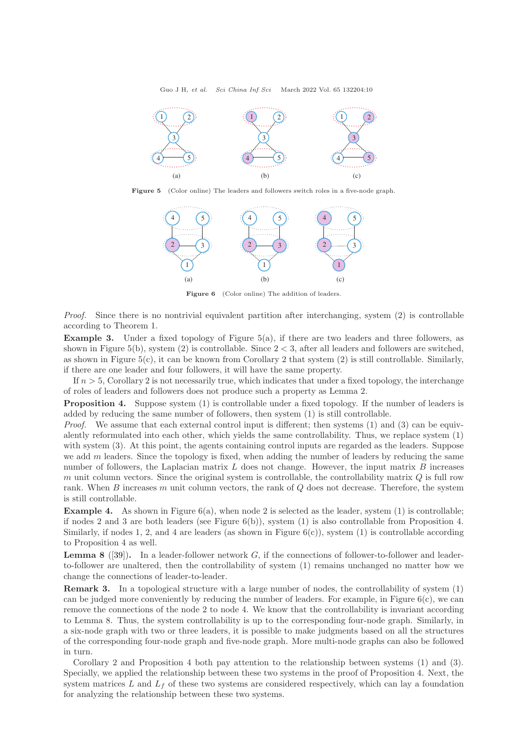Figure 5 (Color online) The leaders and followers switch roles in a five-node graph.

Figure 6 (Color online) The addition of leaders.

*Proof.* Since there is no nontrivial equivalent partition after interchanging, system (2) is controllable according to Theorem 1.

**Example 3.** Under a fixed topology of Figure 5(a), if there are two leaders and three followers, as shown in Figure 5(b), system (2) is controllable. Since $2 < 3$, after all leaders and followers are switched, as shown in Figure 5(c), it can be known from Corollary 2 that system (2) is still controllable. Similarly, if there are one leader and four followers, it will have the same property.

If $n > 5$, Corollary 2 is not necessarily true, which indicates that under a fixed topology, the interchange of roles of leaders and followers does not produce such a property as Lemma 2.

**Proposition 4.** Suppose system (1) is controllable under a fixed topology. If the number of leaders is added by reducing the same number of followers, then system (1) is still controllable.

*Proof.* We assume that each external control input is different; then systems (1) and (3) can be equivalently reformulated into each other, which yields the same controllability. Thus, we replace system (1) with system (3). At this point, the agents containing control inputs are regarded as the leaders. Suppose we add $m$ leaders. Since the topology is fixed, when adding the number of leaders by reducing the same number of followers, the Laplacian matrix $L$ does not change. However, the input matrix $B$ increases $m$ unit column vectors. Since the original system is controllable, the controllability matrix $Q$ is full row rank. When $B$ increases $m$ unit column vectors, the rank of $Q$ does not decrease. Therefore, the system is still controllable.

**Example 4.** As shown in Figure 6(a), when node 2 is selected as the leader, system (1) is controllable; if nodes 2 and 3 are both leaders (see Figure 6(b)), system (1) is also controllable from Proposition 4. Similarly, if nodes 1, 2, and 4 are leaders (as shown in Figure 6(c)), system (1) is controllable according to Proposition 4 as well.

**Lemma 8** ([39])**.** In a leader-follower network $G$, if the connections of follower-to-follower and leader-to-follower are unaltered, then the controllability of system (1) remains unchanged no matter how we change the connections of leader-to-leader.

**Remark 3.** In a topological structure with a large number of nodes, the controllability of system (1) can be judged more conveniently by reducing the number of leaders. For example, in Figure 6(c), we can remove the connections of the node 2 to node 4. We know that the controllability is invariant according to Lemma 8. Thus, the system controllability is up to the corresponding four-node graph. Similarly, in a six-node graph with two or three leaders, it is possible to make judgments based on all the structures of the corresponding four-node graph and five-node graph. More multi-node graphs can also be followed in turn.

Corollary 2 and Proposition 4 both pay attention to the relationship between systems (1) and (3). Specially, we applied the relationship between these two systems in the proof of Proposition 4. Next, the system matrices $L$ and $L_f$ of these two systems are considered respectively, which can lay a foundation for analyzing the relationship between these two systems.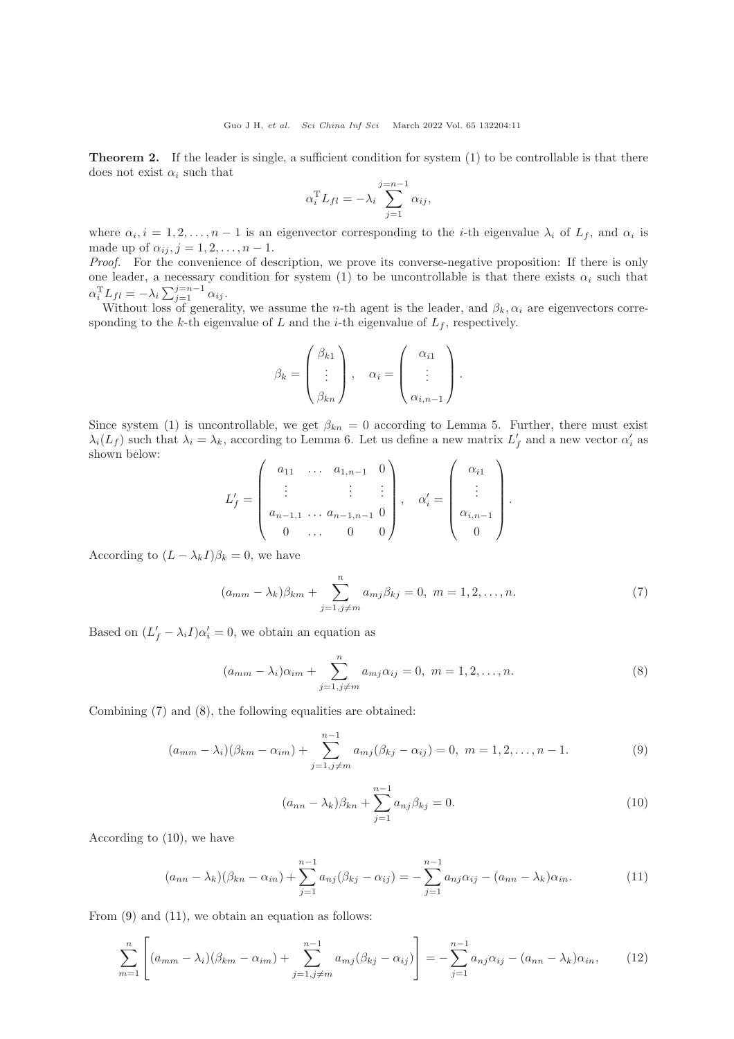**Theorem 2.** If the leader is single, a sufficient condition for system (1) to be controllable is that there does not exist $\alpha_i$ such that

$$\alpha_i^{\mathrm{T}} L_{fl} = -\lambda_i \sum_{j=1}^{j=n-1} \alpha_{ij},$$

where $\alpha_i, i = 1, 2, \ldots, n-1$ is an eigenvector corresponding to the $i$-th eigenvalue $\lambda_i$ of $L_f$, and $\alpha_i$ is made up of $\alpha_{ij}, j = 1, 2, \ldots, n-1$.

*Proof.* For the convenience of description, we prove its converse-negative proposition: If there is only one leader, a necessary condition for system (1) to be uncontrollable is that there exists $\alpha_i$ such that $\alpha_i^{\mathrm{T}} L_{fl} = -\lambda_i \sum_{j=1}^{j=n-1} \alpha_{ij}$.

Without loss of generality, we assume the $n$-th agent is the leader, and $\beta_k, \alpha_i$ are eigenvectors corresponding to the $k$-th eigenvalue of $L$ and the $i$-th eigenvalue of $L_f$, respectively.

$$\beta_k = \begin{pmatrix} \beta_{k1} \\ \vdots \\ \beta_{kn} \end{pmatrix}, \quad \alpha_i = \begin{pmatrix} \alpha_{i1} \\ \vdots \\ \alpha_{i,n-1} \end{pmatrix}.$$

Since system (1) is uncontrollable, we get $\beta_{kn} = 0$ according to Lemma 5. Further, there must exist $\lambda_i(L_f)$ such that $\lambda_i = \lambda_k$, according to Lemma 6. Let us define a new matrix $L_f'$ and a new vector $\alpha_i'$ as shown below:

$$L_f' = \begin{pmatrix} a_{11} & \ldots & a_{1,n-1} & 0 \\ \vdots & & \vdots & \vdots \\ a_{n-1,1} & \ldots & a_{n-1,n-1} & 0 \\ 0 & \ldots & 0 & 0 \end{pmatrix}, \quad \alpha_i' = \begin{pmatrix} \alpha_{i1} \\ \vdots \\ \alpha_{i,n-1} \\ 0 \end{pmatrix}.$$

According to $(L - \lambda_k I)\beta_k = 0$, we have

$$(a_{mm} - \lambda_k)\beta_{km} + \sum_{j=1, j\neq m}^{n} a_{mj}\beta_{kj} = 0, \ m = 1, 2, \ldots, n. \tag{7}$$

Based on $(L_f' - \lambda_i I)\alpha_i' = 0$, we obtain an equation as

$$(a_{mm} - \lambda_i)\alpha_{im} + \sum_{j=1, j\neq m}^{n} a_{mj}\alpha_{ij} = 0, \ m = 1, 2, \ldots, n. \tag{8}$$

Combining (7) and (8), the following equalities are obtained:

$$(a_{mm} - \lambda_i)(\beta_{km} - \alpha_{im}) + \sum_{j=1, j\neq m}^{n-1} a_{mj}(\beta_{kj} - \alpha_{ij}) = 0, \ m = 1, 2, \ldots, n-1. \tag{9}$$

$$(a_{nn} - \lambda_k)\beta_{kn} + \sum_{j=1}^{n-1} a_{nj}\beta_{kj} = 0. \tag{10}$$

According to (10), we have

$$(a_{nn} - \lambda_k)(\beta_{kn} - \alpha_{in}) + \sum_{j=1}^{n-1} a_{nj}(\beta_{kj} - \alpha_{ij}) = -\sum_{j=1}^{n-1} a_{nj}\alpha_{ij} - (a_{nn} - \lambda_k)\alpha_{in}. \tag{11}$$

From (9) and (11), we obtain an equation as follows:

$$\sum_{m=1}^{n} \left[ (a_{mm} - \lambda_i)(\beta_{km} - \alpha_{im}) + \sum_{j=1, j\neq m}^{n-1} a_{mj}(\beta_{kj} - \alpha_{ij}) \right] = -\sum_{j=1}^{n-1} a_{nj}\alpha_{ij} - (a_{nn} - \lambda_k)\alpha_{in}, \tag{12}$$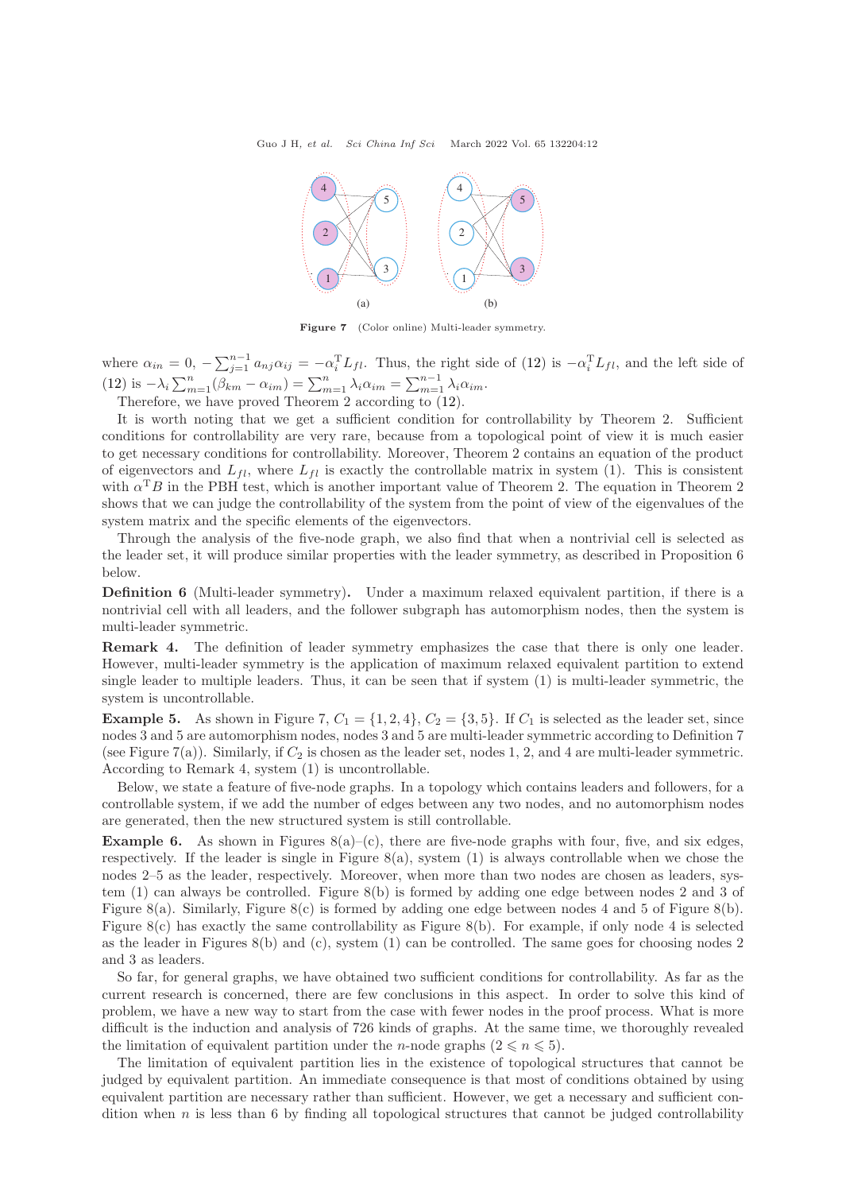**Figure 7** (Color online) Multi-leader symmetry.

where $\alpha_{in} = 0$, $-\sum_{j=1}^{n-1} a_{nj}\alpha_{ij} = -\alpha_i^{\mathrm{T}} L_{fl}$. Thus, the right side of (12) is $-\alpha_i^{\mathrm{T}} L_{fl}$, and the left side of (12) is $-\lambda_i \sum_{m=1}^{n}(\beta_{km} - \alpha_{im}) = \sum_{m=1}^{n} \lambda_i \alpha_{im} = \sum_{m=1}^{n-1} \lambda_i \alpha_{im}$.

Therefore, we have proved Theorem 2 according to (12).

It is worth noting that we get a sufficient condition for controllability by Theorem 2. Sufficient conditions for controllability are very rare, because from a topological point of view it is much easier to get necessary conditions for controllability. Moreover, Theorem 2 contains an equation of the product of eigenvectors and $L_{fl}$, where $L_{fl}$ is exactly the controllable matrix in system (1). This is consistent with $\alpha^{\mathrm{T}} B$ in the PBH test, which is another important value of Theorem 2. The equation in Theorem 2 shows that we can judge the controllability of the system from the point of view of the eigenvalues of the system matrix and the specific elements of the eigenvectors.

Through the analysis of the five-node graph, we also find that when a nontrivial cell is selected as the leader set, it will produce similar properties with the leader symmetry, as described in Proposition 6 below.

**Definition 6** (Multi-leader symmetry)**.** Under a maximum relaxed equivalent partition, if there is a nontrivial cell with all leaders, and the follower subgraph has automorphism nodes, then the system is multi-leader symmetric.

**Remark 4.** The definition of leader symmetry emphasizes the case that there is only one leader. However, multi-leader symmetry is the application of maximum relaxed equivalent partition to extend single leader to multiple leaders. Thus, it can be seen that if system (1) is multi-leader symmetric, the system is uncontrollable.

**Example 5.** As shown in Figure 7, $C_1 = \{1, 2, 4\}$, $C_2 = \{3, 5\}$. If $C_1$ is selected as the leader set, since nodes 3 and 5 are automorphism nodes, nodes 3 and 5 are multi-leader symmetric according to Definition 7 (see Figure 7(a)). Similarly, if $C_2$ is chosen as the leader set, nodes 1, 2, and 4 are multi-leader symmetric. According to Remark 4, system (1) is uncontrollable.

Below, we state a feature of five-node graphs. In a topology which contains leaders and followers, for a controllable system, if we add the number of edges between any two nodes, and no automorphism nodes are generated, then the new structured system is still controllable.

**Example 6.** As shown in Figures 8(a)–(c), there are five-node graphs with four, five, and six edges, respectively. If the leader is single in Figure 8(a), system (1) is always controllable when we chose the nodes 2–5 as the leader, respectively. Moreover, when more than two nodes are chosen as leaders, system (1) can always be controlled. Figure 8(b) is formed by adding one edge between nodes 2 and 3 of Figure 8(a). Similarly, Figure 8(c) is formed by adding one edge between nodes 4 and 5 of Figure 8(b). Figure 8(c) has exactly the same controllability as Figure 8(b). For example, if only node 4 is selected as the leader in Figures 8(b) and (c), system (1) can be controlled. The same goes for choosing nodes 2 and 3 as leaders.

So far, for general graphs, we have obtained two sufficient conditions for controllability. As far as the current research is concerned, there are few conclusions in this aspect. In order to solve this kind of problem, we have a new way to start from the case with fewer nodes in the proof process. What is more difficult is the induction and analysis of 726 kinds of graphs. At the same time, we thoroughly revealed the limitation of equivalent partition under the $n$-node graphs ($2 \leqslant n \leqslant 5$).

The limitation of equivalent partition lies in the existence of topological structures that cannot be judged by equivalent partition. An immediate consequence is that most of conditions obtained by using equivalent partition are necessary rather than sufficient. However, we get a necessary and sufficient condition when $n$ is less than 6 by finding all topological structures that cannot be judged controllability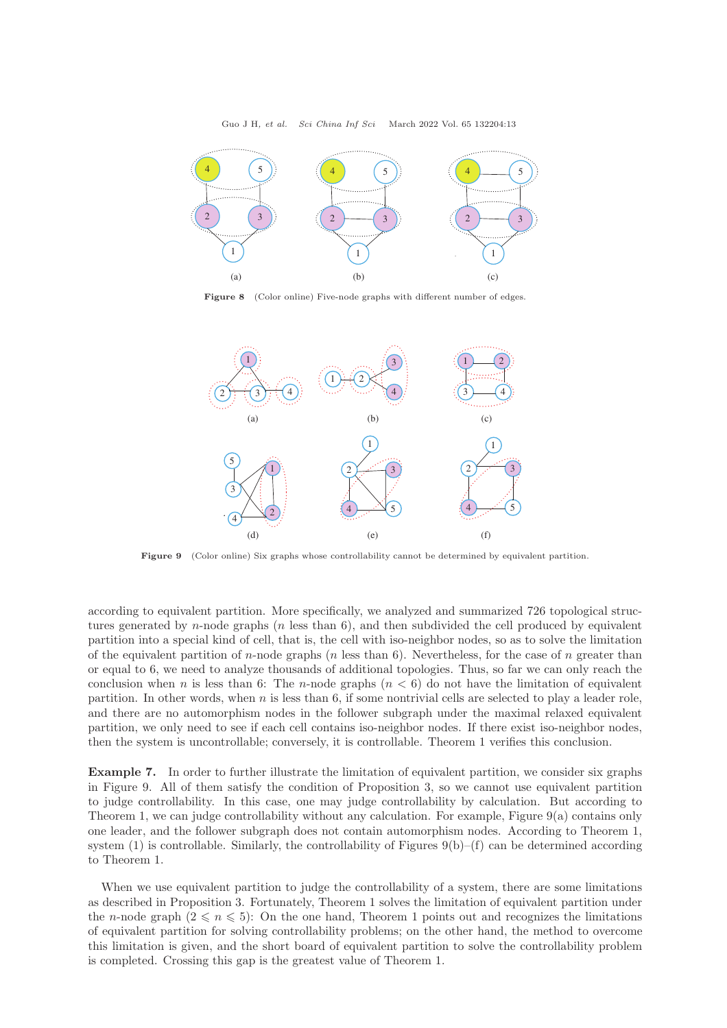Figure 8 (Color online) Five-node graphs with different number of edges.

Figure 9 (Color online) Six graphs whose controllability cannot be determined by equivalent partition.

according to equivalent partition. More specifically, we analyzed and summarized 726 topological structures generated by $n$-node graphs ($n$ less than 6), and then subdivided the cell produced by equivalent partition into a special kind of cell, that is, the cell with iso-neighbor nodes, so as to solve the limitation of the equivalent partition of $n$-node graphs ($n$ less than 6). Nevertheless, for the case of $n$ greater than or equal to 6, we need to analyze thousands of additional topologies. Thus, so far we can only reach the conclusion when $n$ is less than 6: The $n$-node graphs ($n < 6$) do not have the limitation of equivalent partition. In other words, when $n$ is less than 6, if some nontrivial cells are selected to play a leader role, and there are no automorphism nodes in the follower subgraph under the maximal relaxed equivalent partition, we only need to see if each cell contains iso-neighbor nodes. If there exist iso-neighbor nodes, then the system is uncontrollable; conversely, it is controllable. Theorem 1 verifies this conclusion.

**Example 7.** In order to further illustrate the limitation of equivalent partition, we consider six graphs in Figure 9. All of them satisfy the condition of Proposition 3, so we cannot use equivalent partition to judge controllability. In this case, one may judge controllability by calculation. But according to Theorem 1, we can judge controllability without any calculation. For example, Figure 9(a) contains only one leader, and the follower subgraph does not contain automorphism nodes. According to Theorem 1, system (1) is controllable. Similarly, the controllability of Figures 9(b)–(f) can be determined according to Theorem 1.

When we use equivalent partition to judge the controllability of a system, there are some limitations as described in Proposition 3. Fortunately, Theorem 1 solves the limitation of equivalent partition under the $n$-node graph ($2 \leqslant n \leqslant 5$): On the one hand, Theorem 1 points out and recognizes the limitations of equivalent partition for solving controllability problems; on the other hand, the method to overcome this limitation is given, and the short board of equivalent partition to solve the controllability problem is completed. Crossing this gap is the greatest value of Theorem 1.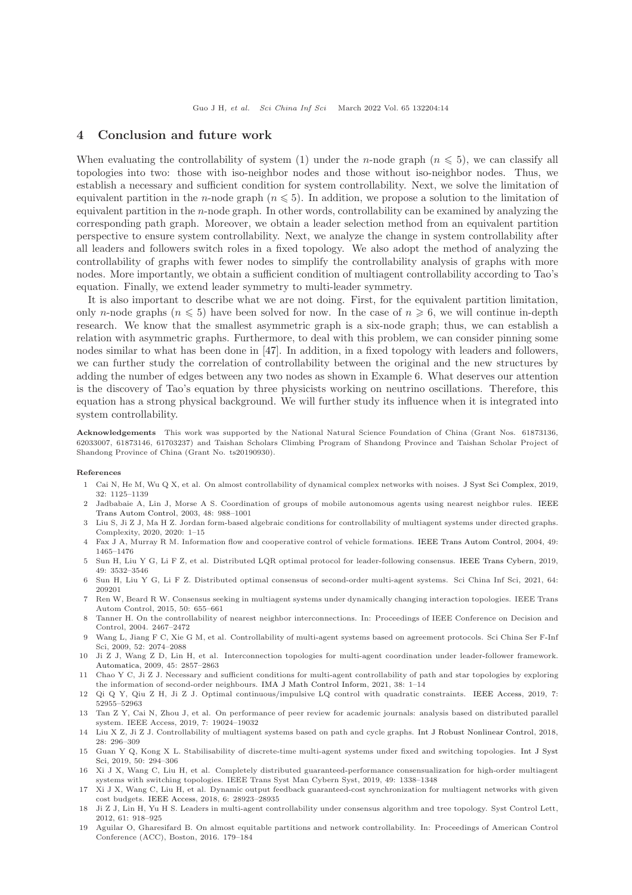## 4 Conclusion and future work

When evaluating the controllability of system (1) under the $n$-node graph ($n \leqslant 5$), we can classify all topologies into two: those with iso-neighbor nodes and those without iso-neighbor nodes. Thus, we establish a necessary and sufficient condition for system controllability. Next, we solve the limitation of equivalent partition in the $n$-node graph ($n \leqslant 5$). In addition, we propose a solution to the limitation of equivalent partition in the $n$-node graph. In other words, controllability can be examined by analyzing the corresponding path graph. Moreover, we obtain a leader selection method from an equivalent partition perspective to ensure system controllability. Next, we analyze the change in system controllability after all leaders and followers switch roles in a fixed topology. We also adopt the method of analyzing the controllability of graphs with fewer nodes to simplify the controllability analysis of graphs with more nodes. More importantly, we obtain a sufficient condition of multiagent controllability according to Tao's equation. Finally, we extend leader symmetry to multi-leader symmetry.

It is also important to describe what we are not doing. First, for the equivalent partition limitation, only $n$-node graphs ($n \leqslant 5$) have been solved for now. In the case of $n \geqslant 6$, we will continue in-depth research. We know that the smallest asymmetric graph is a six-node graph; thus, we can establish a relation with asymmetric graphs. Furthermore, to deal with this problem, we can consider pinning some nodes similar to what has been done in [47]. In addition, in a fixed topology with leaders and followers, we can further study the correlation of controllability between the original and the new structures by adding the number of edges between any two nodes as shown in Example 6. What deserves our attention is the discovery of Tao's equation by three physicists working on neutrino oscillations. Therefore, this equation has a strong physical background. We will further study its influence when it is integrated into system controllability.

**Acknowledgements** This work was supported by the National Natural Science Foundation of China (Grant Nos. 61873136, 62033007, 61873146, 61703237) and Taishan Scholars Climbing Program of Shandong Province and Taishan Scholar Project of Shandong Province of China (Grant No. ts20190930).

**References**

1. Cai N, He M, Wu Q X, et al. On almost controllability of dynamical complex networks with noises. J Syst Sci Complex, 2019, 32: 1125–1139
2. Jadbabaie A, Lin J, Morse A S. Coordination of groups of mobile autonomous agents using nearest neighbor rules. IEEE Trans Autom Control, 2003, 48: 988–1001
3. Liu S, Ji Z J, Ma H Z. Jordan form-based algebraic conditions for controllability of multiagent systems under directed graphs. Complexity, 2020, 2020: 1–15
4. Fax J A, Murray R M. Information flow and cooperative control of vehicle formations. IEEE Trans Autom Control, 2004, 49: 1465–1476
5. Sun H, Liu Y G, Li F Z, et al. Distributed LQR optimal protocol for leader-following consensus. IEEE Trans Cybern, 2019, 49: 3532–3546
6. Sun H, Liu Y G, Li F Z. Distributed optimal consensus of second-order multi-agent systems. Sci China Inf Sci, 2021, 64: 209201
7. Ren W, Beard R W. Consensus seeking in multiagent systems under dynamically changing interaction topologies. IEEE Trans Autom Control, 2015, 50: 655–661
8. Tanner H. On the controllability of nearest neighbor interconnections. In: Proceedings of IEEE Conference on Decision and Control, 2004. 2467–2472
9. Wang L, Jiang F C, Xie G M, et al. Controllability of multi-agent systems based on agreement protocols. Sci China Ser F-Inf Sci, 2009, 52: 2074–2088
10. Ji Z J, Wang Z D, Lin H, et al. Interconnection topologies for multi-agent coordination under leader-follower framework. Automatica, 2009, 45: 2857–2863
11. Chao Y C, Ji Z J. Necessary and sufficient conditions for multi-agent controllability of path and star topologies by exploring the information of second-order neighbours. IMA J Math Control Inform, 2021, 38: 1–14
12. Qi Q Y, Qiu Z H, Ji Z J. Optimal continuous/impulsive LQ control with quadratic constraints. IEEE Access, 2019, 7: 52955–52963
13. Tan Z Y, Cai N, Zhou J, et al. On performance of peer review for academic journals: analysis based on distributed parallel system. IEEE Access, 2019, 7: 19024–19032
14. Liu X Z, Ji Z J. Controllability of multiagent systems based on path and cycle graphs. Int J Robust Nonlinear Control, 2018, 28: 296–309
15. Guan Y Q, Kong X L. Stabilisability of discrete-time multi-agent systems under fixed and switching topologies. Int J Syst Sci, 2019, 50: 294–306
16. Xi J X, Wang C, Liu H, et al. Completely distributed guaranteed-performance consensualization for high-order multiagent systems with switching topologies. IEEE Trans Syst Man Cybern Syst, 2019, 49: 1338–1348
17. Xi J X, Wang C, Liu H, et al. Dynamic output feedback guaranteed-cost synchronization for multiagent networks with given cost budgets. IEEE Access, 2018, 6: 28923–28935
18. Ji Z J, Lin H, Yu H S. Leaders in multi-agent controllability under consensus algorithm and tree topology. Syst Control Lett, 2012, 61: 918–925
19. Aguilar O, Gharesifard B. On almost equitable partitions and network controllability. In: Proceedings of American Control Conference (ACC), Boston, 2016. 179–184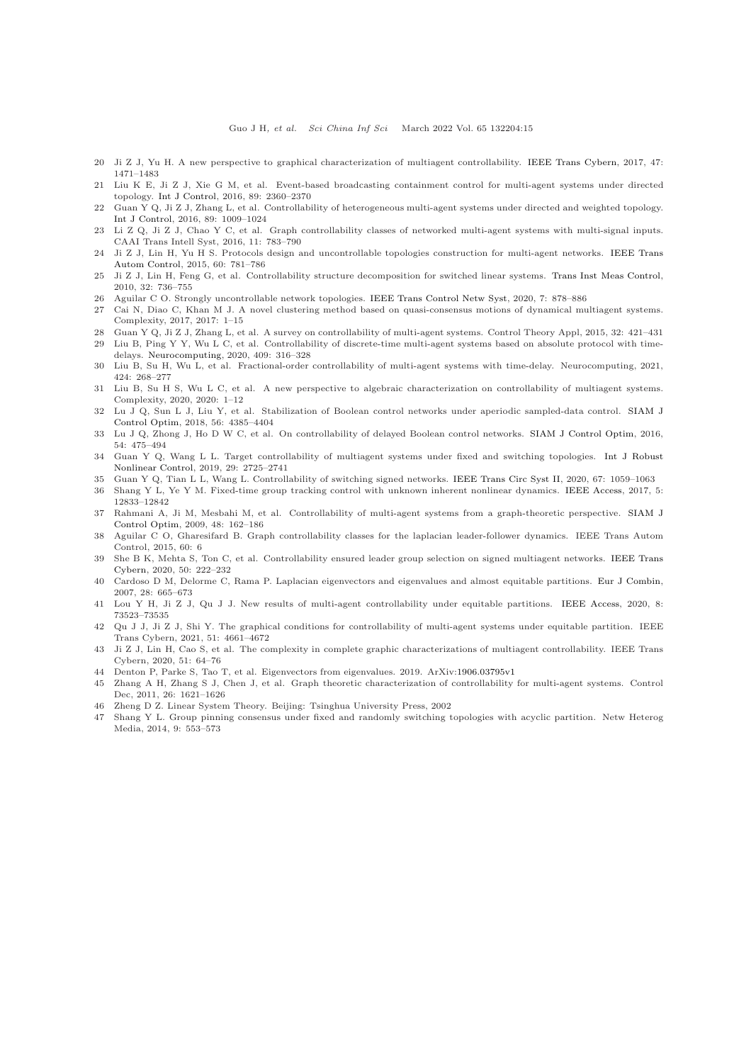20 Ji Z J, Yu H. A new perspective to graphical characterization of multiagent controllability. IEEE Trans Cybern, 2017, 47: 1471–1483

21 Liu K E, Ji Z J, Xie G M, et al. Event-based broadcasting containment control for multi-agent systems under directed topology. Int J Control, 2016, 89: 2360–2370

22 Guan Y Q, Ji Z J, Zhang L, et al. Controllability of heterogeneous multi-agent systems under directed and weighted topology. Int J Control, 2016, 89: 1009–1024

23 Li Z Q, Ji Z J, Chao Y C, et al. Graph controllability classes of networked multi-agent systems with multi-signal inputs. CAAI Trans Intell Syst, 2016, 11: 783–790

24 Ji Z J, Lin H, Yu H S. Protocols design and uncontrollable topologies construction for multi-agent networks. IEEE Trans Autom Control, 2015, 60: 781–786

25 Ji Z J, Lin H, Feng G, et al. Controllability structure decomposition for switched linear systems. Trans Inst Meas Control, 2010, 32: 736–755

26 Aguilar C O. Strongly uncontrollable network topologies. IEEE Trans Control Netw Syst, 2020, 7: 878–886

27 Cai N, Diao C, Khan M J. A novel clustering method based on quasi-consensus motions of dynamical multiagent systems. Complexity, 2017, 2017: 1–15

28 Guan Y Q, Ji Z J, Zhang L, et al. A survey on controllability of multi-agent systems. Control Theory Appl, 2015, 32: 421–431

29 Liu B, Ping Y Y, Wu L C, et al. Controllability of discrete-time multi-agent systems based on absolute protocol with time-delays. Neurocomputing, 2020, 409: 316–328

30 Liu B, Su H, Wu L, et al. Fractional-order controllability of multi-agent systems with time-delay. Neurocomputing, 2021, 424: 268–277

31 Liu B, Su H S, Wu L C, et al. A new perspective to algebraic characterization on controllability of multiagent systems. Complexity, 2020, 2020: 1–12

32 Lu J Q, Sun L J, Liu Y, et al. Stabilization of Boolean control networks under aperiodic sampled-data control. SIAM J Control Optim, 2018, 56: 4385–4404

33 Lu J Q, Zhong J, Ho D W C, et al. On controllability of delayed Boolean control networks. SIAM J Control Optim, 2016, 54: 475–494

34 Guan Y Q, Wang L L. Target controllability of multiagent systems under fixed and switching topologies. Int J Robust Nonlinear Control, 2019, 29: 2725–2741

35 Guan Y Q, Tian L L, Wang L. Controllability of switching signed networks. IEEE Trans Circ Syst II, 2020, 67: 1059–1063

36 Shang Y L, Ye Y M. Fixed-time group tracking control with unknown inherent nonlinear dynamics. IEEE Access, 2017, 5: 12833–12842

37 Rahmani A, Ji M, Mesbahi M, et al. Controllability of multi-agent systems from a graph-theoretic perspective. SIAM J Control Optim, 2009, 48: 162–186

38 Aguilar C O, Gharesifard B. Graph controllability classes for the laplacian leader-follower dynamics. IEEE Trans Autom Control, 2015, 60: 6

39 She B K, Mehta S, Ton C, et al. Controllability ensured leader group selection on signed multiagent networks. IEEE Trans Cybern, 2020, 50: 222–232

40 Cardoso D M, Delorme C, Rama P. Laplacian eigenvectors and eigenvalues and almost equitable partitions. Eur J Combin, 2007, 28: 665–673

41 Lou Y H, Ji Z J, Qu J J. New results of multi-agent controllability under equitable partitions. IEEE Access, 2020, 8: 73523–73535

42 Qu J J, Ji Z J, Shi Y. The graphical conditions for controllability of multi-agent systems under equitable partition. IEEE Trans Cybern, 2021, 51: 4661–4672

43 Ji Z J, Lin H, Cao S, et al. The complexity in complete graphic characterizations of multiagent controllability. IEEE Trans Cybern, 2020, 51: 64–76

44 Denton P, Parke S, Tao T, et al. Eigenvectors from eigenvalues. 2019. ArXiv:1906.03795v1

45 Zhang A H, Zhang S J, Chen J, et al. Graph theoretic characterization of controllability for multi-agent systems. Control Dec, 2011, 26: 1621–1626

46 Zheng D Z. Linear System Theory. Beijing: Tsinghua University Press, 2002

47 Shang Y L. Group pinning consensus under fixed and randomly switching topologies with acyclic partition. Netw Heterog Media, 2014, 9: 553–573